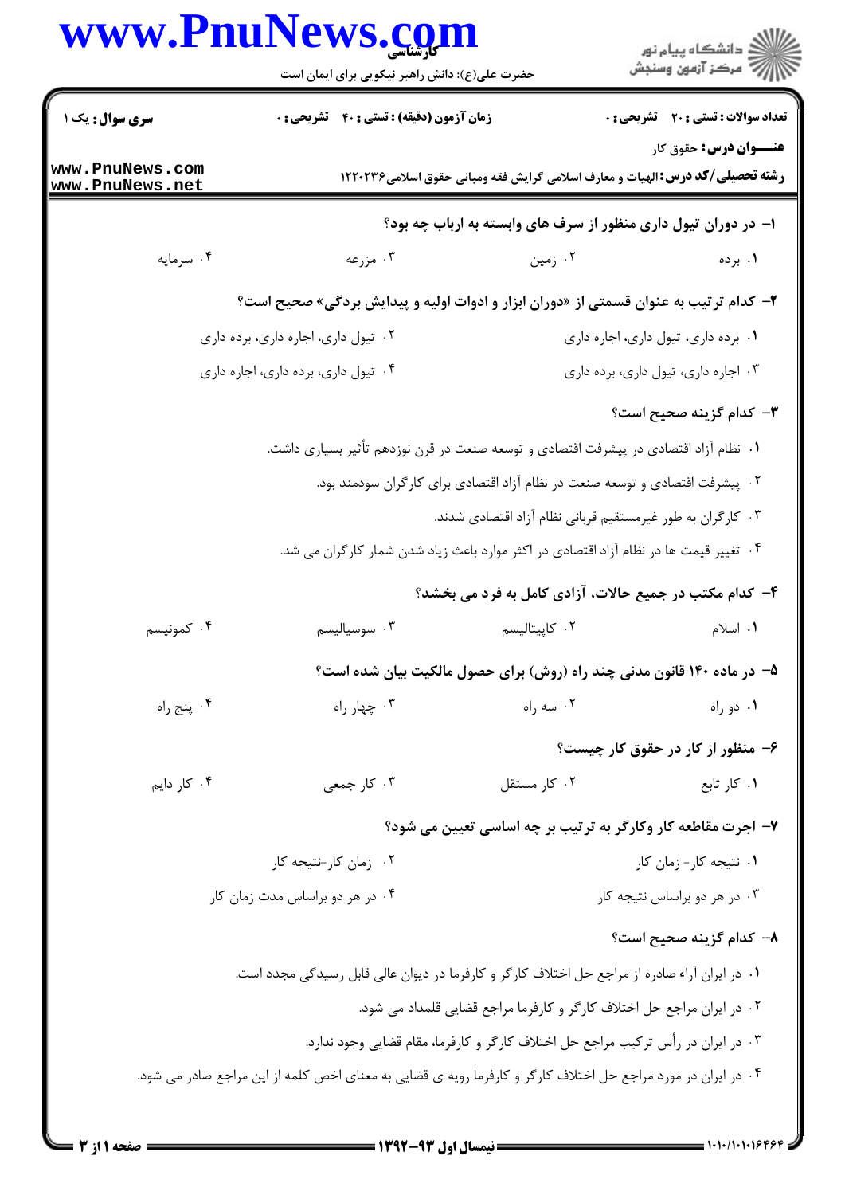**سری سوال:** یک ۱ | **زمان آزمون (دقیقه) : تستی : ۴۰ تشریحی : ۰** | **تعداد سوالات : تستی : ۲۰ تشریحی : ۰**

**عنـــوان درس:** حقوق کار

**رشته تحصیلی/کد درس:** الهیات و معارف اسلامی گرایش فقه ومبانی حقوق اسلامی۱۲۲۰۲۳۶

**۱- در دوران تیول داری منظور از سرف های وابسته به ارباب چه بود؟**

۱. برده ۲. زمین ۳. مزرعه ۴. سرمایه

**۲- کدام ترتیب به عنوان قسمتی از «دوران ابزار و ادوات اولیه و پیدایش بردگی» صحیح است؟**

۱. برده داری، تیول داری، اجاره داری

۲. تیول داری، اجاره داری، برده داری

۳. اجاره داری، تیول داری، برده داری

۴. تیول داری، برده داری، اجاره داری

**۳- کدام گزینه صحیح است؟**

۱. نظام آزاد اقتصادی در پیشرفت اقتصادی و توسعه صنعت در قرن نوزدهم تأثیر بسیاری داشت.

۲. پیشرفت اقتصادی و توسعه صنعت در نظام آزاد اقتصادی برای کارگران سودمند بود.

۳. کارگران به طور غیرمستقیم قربانی نظام آزاد اقتصادی شدند.

۴. تغییر قیمت ها در نظام آزاد اقتصادی در اکثر موارد باعث زیاد شدن شمار کارگران می شد.

**۴- کدام مکتب در جمیع حالات، آزادی کامل به فرد می بخشد؟**

۱. اسلام ۲. کاپیتالیسم ۳. سوسیالیسم ۴. کمونیسم

**۵- در ماده ۱۴۰ قانون مدنی چند راه (روش) برای حصول مالکیت بیان شده است؟**

۱. دو راه ۲. سه راه ۳. چهار راه ۴. پنج راه

**۶- منظور از کار در حقوق کار چیست؟**

۱. کار تابع ۲. کار مستقل ۳. کار جمعی ۴. کار دایم

**۷- اجرت مقاطعه کار وکارگر به ترتیب بر چه اساسی تعیین می شود؟**

۱. نتیجه کار- زمان کار

۲. زمان کار-نتیجه کار

۳. در هر دو براساس نتیجه کار

۴. در هر دو براساس مدت زمان کار

**۸- کدام گزینه صحیح است؟**

۱. در ایران آراء صادره از مراجع حل اختلاف کارگر و کارفرما در دیوان عالی قابل رسیدگی مجدد است.

۲. در ایران مراجع حل اختلاف کارگر و کارفرما مراجع قضایی قلمداد می شود.

۳. در ایران در رأس ترکیب مراجع حل اختلاف کارگر و کارفرما، مقام قضایی وجود ندارد.

۴. در ایران در مورد مراجع حل اختلاف کارگر و کارفرما رویه ی قضایی به معنای اخص کلمه از این مراجع صادر می شود.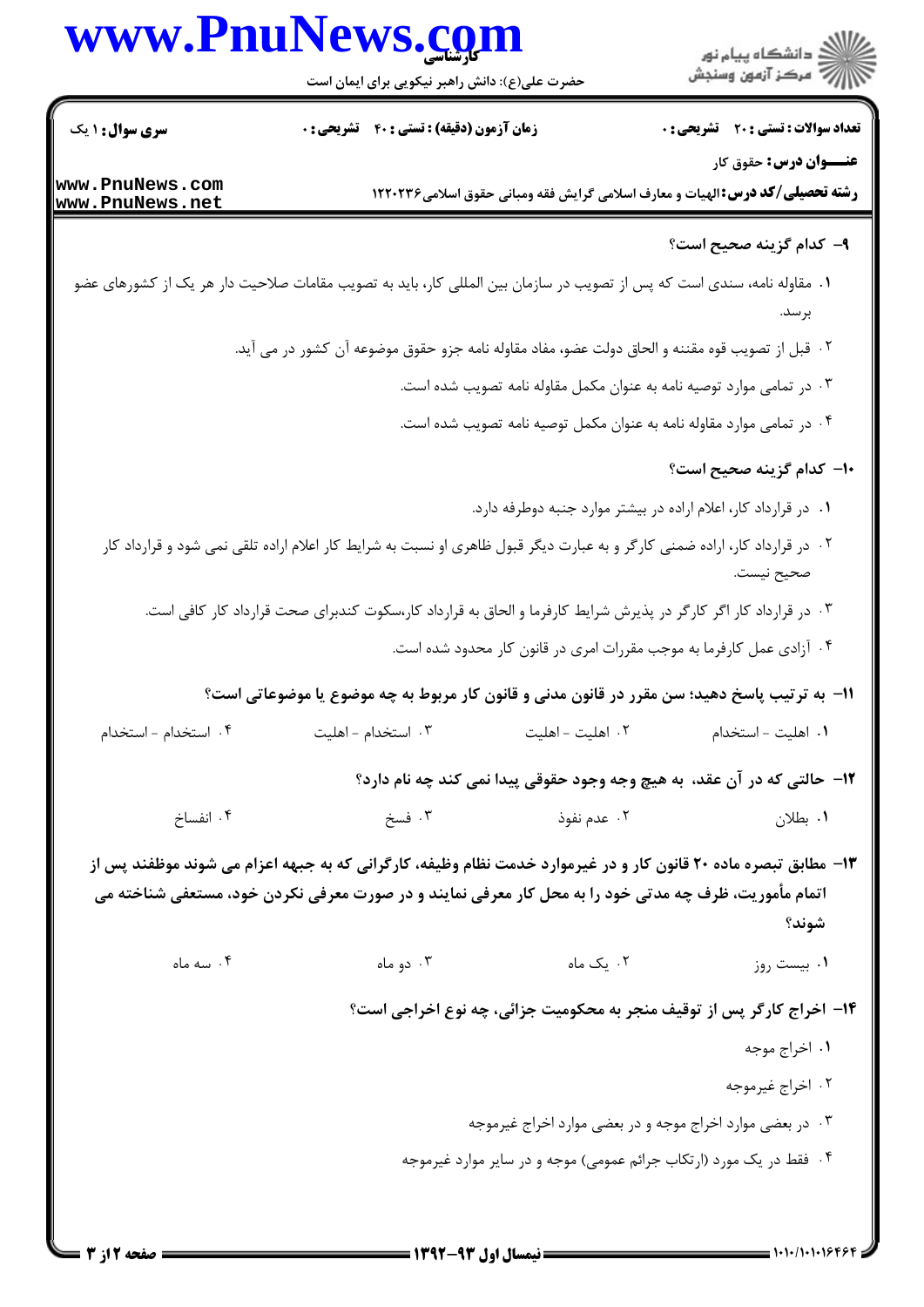**سری سوال:** ۱ یک

**زمان آزمون (دقیقه) : تستی : ۴۰ تشریحی : ۰**

**تعداد سوالات : تستی : ۲۰ تشریحی : ۰**

**عنـــوان درس:** حقوق کار

**رشته تحصیلی/کد درس:** الهیات و معارف اسلامی گرایش فقه ومبانی حقوق اسلامی۱۲۲۰۲۳۶

**۹- کدام گزینه صحیح است؟**

۱. مقاوله نامه، سندی است که پس از تصویب در سازمان بین المللی کار، باید به تصویب مقامات صلاحیت دار هر یک از کشورهای عضو برسد.

۲. قبل از تصویب قوه مقننه و الحاق دولت عضو، مفاد مقاوله نامه جزو حقوق موضوعه آن کشور در می آید.

۳. در تمامی موارد توصیه نامه به عنوان مکمل مقاوله نامه تصویب شده است.

۴. در تمامی موارد مقاوله نامه به عنوان مکمل توصیه نامه تصویب شده است.

**۱۰- کدام گزینه صحیح است؟**

۱. در قرارداد کار، اعلام اراده در بیشتر موارد جنبه دوطرفه دارد.

۲. در قرارداد کار، اراده ضمنی کارگر و به عبارت دیگر قبول ظاهری او نسبت به شرایط کار اعلام اراده تلقی نمی شود و قرارداد کار صحیح نیست.

۳. در قرارداد کار اگر کارگر در پذیرش شرایط کارفرما و الحاق به قرارداد کار،سکوت کندبرای صحت قرارداد کار کافی است.

۴. آزادی عمل کارفرما به موجب مقررات امری در قانون کار محدود شده است.

**۱۱- به ترتیب پاسخ دهید؛ سن مقرر در قانون مدنی و قانون کار مربوط به چه موضوع یا موضوعاتی است؟**

۱. اهلیت - استخدام ۲. اهلیت - اهلیت ۳. استخدام - اهلیت ۴. استخدام - استخدام

**۱۲- حالتی که در آن عقد، به هیچ وجه وجود حقوقی پیدا نمی کند چه نام دارد؟**

۱. بطلان ۲. عدم نفوذ ۳. فسخ ۴. انفساخ

**۱۳- مطابق تبصره ماده ۲۰ قانون کار و در غیرموارد خدمت نظام وظیفه، کارگرانی که به جبهه اعزام می شوند موظفند پس از اتمام مأموریت، ظرف چه مدتی خود را به محل کار معرفی نمایند و در صورت معرفی نکردن خود، مستعفی شناخته می شوند؟**

۱. بیست روز ۲. یک ماه ۳. دو ماه ۴. سه ماه

**۱۴- اخراج کارگر پس از توقیف منجر به محکومیت جزائی، چه نوع اخراجی است؟**

۱. اخراج موجه

۲. اخراج غیرموجه

۳. در بعضی موارد اخراج موجه و در بعضی موارد اخراج غیرموجه

۴. فقط در یک مورد (ارتکاب جرائم عمومی) موجه و در سایر موارد غیرموجه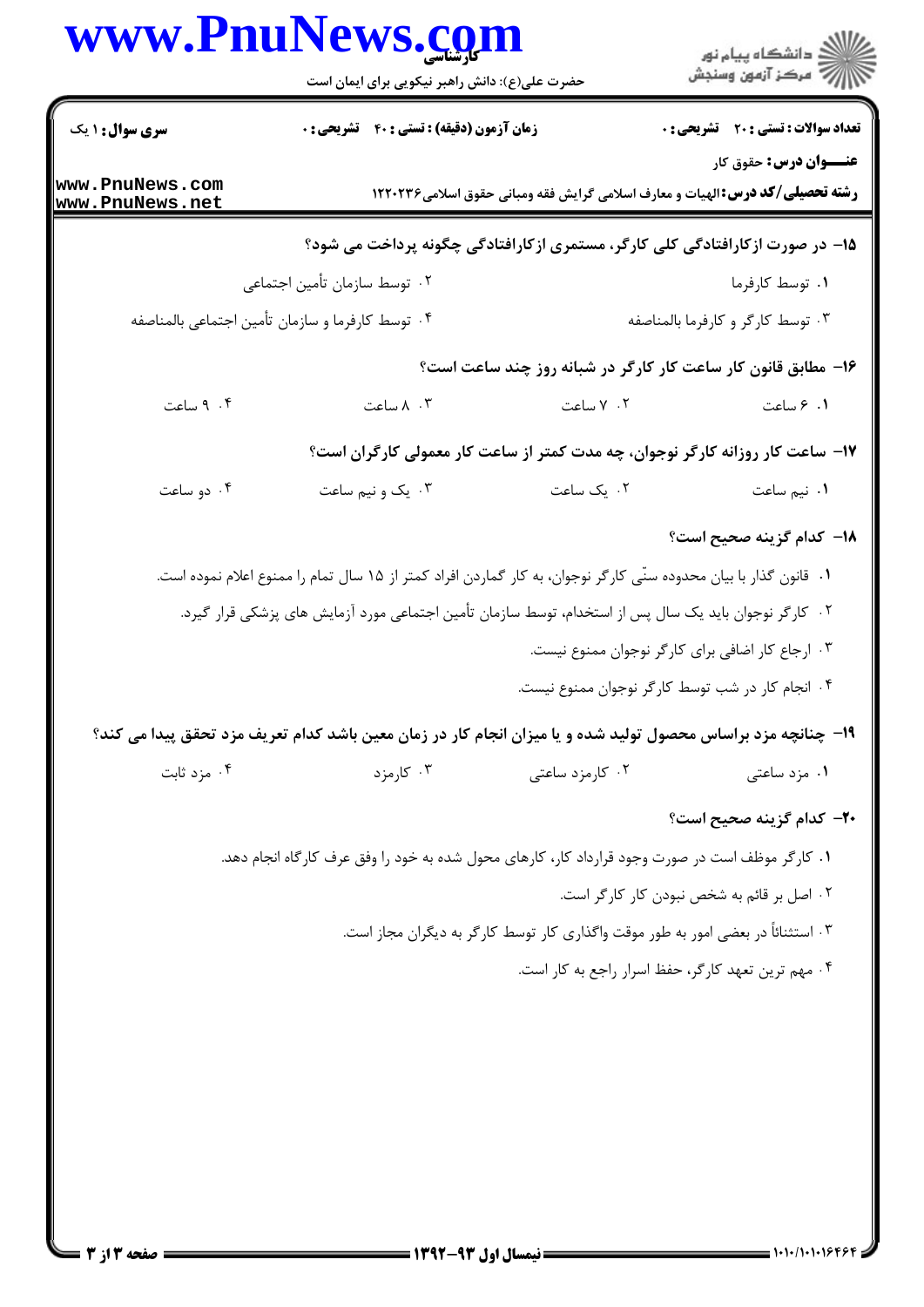۱۵- در صورت ازکارافتادگی کلی کارگر، مستمری ازکارافتادگی چگونه پرداخت می شود؟

۱. توسط کارفرما

۲. توسط سازمان تأمین اجتماعی

۳. توسط کارگر و کارفرما بالمناصفه

۴. توسط کارفرما و سازمان تأمین اجتماعی بالمناصفه

۱۶- مطابق قانون کار ساعت کار کارگر در شبانه روز چند ساعت است؟

۱. ۶ ساعت

۲. ۷ ساعت

۳. ۸ ساعت

۴. ۹ ساعت

۱۷- ساعت کار روزانه کارگر نوجوان، چه مدت کمتر از ساعت کار معمولی کارگران است؟

۱. نیم ساعت

۲. یک ساعت

۳. یک و نیم ساعت

۴. دو ساعت

۱۸- کدام گزینه صحیح است؟

۱. قانون گذار با بیان محدوده سنّی کارگر نوجوان، به کار گماردن افراد کمتر از ۱۵ سال تمام را ممنوع اعلام نموده است.

۲. کارگر نوجوان باید یک سال پس از استخدام، توسط سازمان تأمین اجتماعی مورد آزمایش های پزشکی قرار گیرد.

۳. ارجاع کار اضافی برای کارگر نوجوان ممنوع نیست.

۴. انجام کار در شب توسط کارگر نوجوان ممنوع نیست.

۱۹- چنانچه مزد براساس محصول تولید شده و یا میزان انجام کار در زمان معین باشد کدام تعریف مزد تحقق پیدا می کند؟

۱. مزد ساعتی

۲. کارمزد ساعتی

۳. کارمزد

۴. مزد ثابت

۲۰- کدام گزینه صحیح است؟

۱. کارگر موظف است در صورت وجود قرارداد کار، کارهای محول شده به خود را وفق عرف کارگاه انجام دهد.

۲. اصل بر قائم به شخص نبودن کار کارگر است.

۳. استثنائاً در بعضی امور به طور موقت واگذاری کار توسط کارگر به دیگران مجاز است.

۴. مهم ترین تعهد کارگر، حفظ اسرار راجع به کار است.